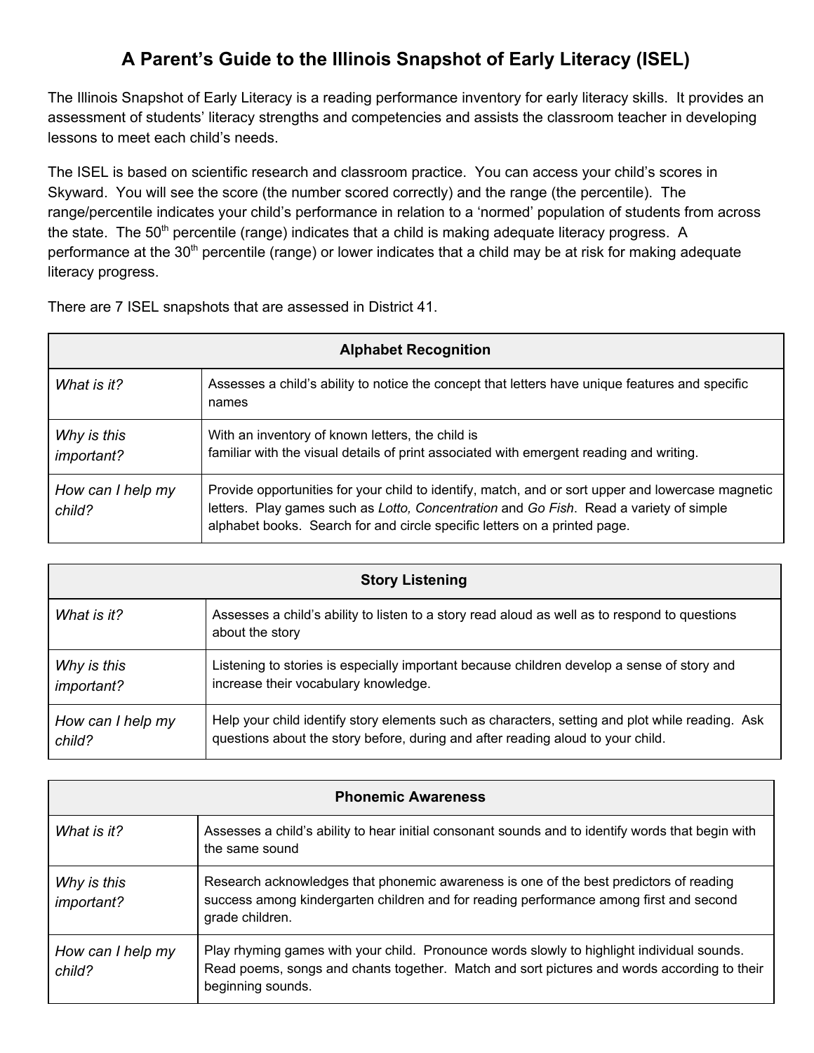# A Parent's Guide to the Illinois Snapshot of Early Literacy (ISEL)

The Illinois Snapshot of Early Literacy is a reading performance inventory for early literacy skills. It provides an assessment of students' literacy strengths and competencies and assists the classroom teacher in developing lessons to meet each child's needs.

The ISEL is based on scientific research and classroom practice. You can access your child's scores in Skyward. You will see the score (the number scored correctly) and the range (the percentile). The range/percentile indicates your child's performance in relation to a 'normed' population of students from across the state. The 50th percentile (range) indicates that a child is making adequate literacy progress. A performance at the 30th percentile (range) or lower indicates that a child may be at risk for making adequate literacy progress.

There are 7 ISEL snapshots that are assessed in District 41.

| **Alphabet Recognition** | |
|---|---|
| *What is it?* | Assesses a child's ability to notice the concept that letters have unique features and specific names |
| *Why is this important?* | With an inventory of known letters, the child is familiar with the visual details of print associated with emergent reading and writing. |
| *How can I help my child?* | Provide opportunities for your child to identify, match, and or sort upper and lowercase magnetic letters. Play games such as *Lotto, Concentration* and *Go Fish*. Read a variety of simple alphabet books. Search for and circle specific letters on a printed page. |

| **Story Listening** | |
|---|---|
| *What is it?* | Assesses a child's ability to listen to a story read aloud as well as to respond to questions about the story |
| *Why is this important?* | Listening to stories is especially important because children develop a sense of story and increase their vocabulary knowledge. |
| *How can I help my child?* | Help your child identify story elements such as characters, setting and plot while reading. Ask questions about the story before, during and after reading aloud to your child. |

| **Phonemic Awareness** | |
|---|---|
| *What is it?* | Assesses a child's ability to hear initial consonant sounds and to identify words that begin with the same sound |
| *Why is this important?* | Research acknowledges that phonemic awareness is one of the best predictors of reading success among kindergarten children and for reading performance among first and second grade children. |
| *How can I help my child?* | Play rhyming games with your child. Pronounce words slowly to highlight individual sounds. Read poems, songs and chants together. Match and sort pictures and words according to their beginning sounds. |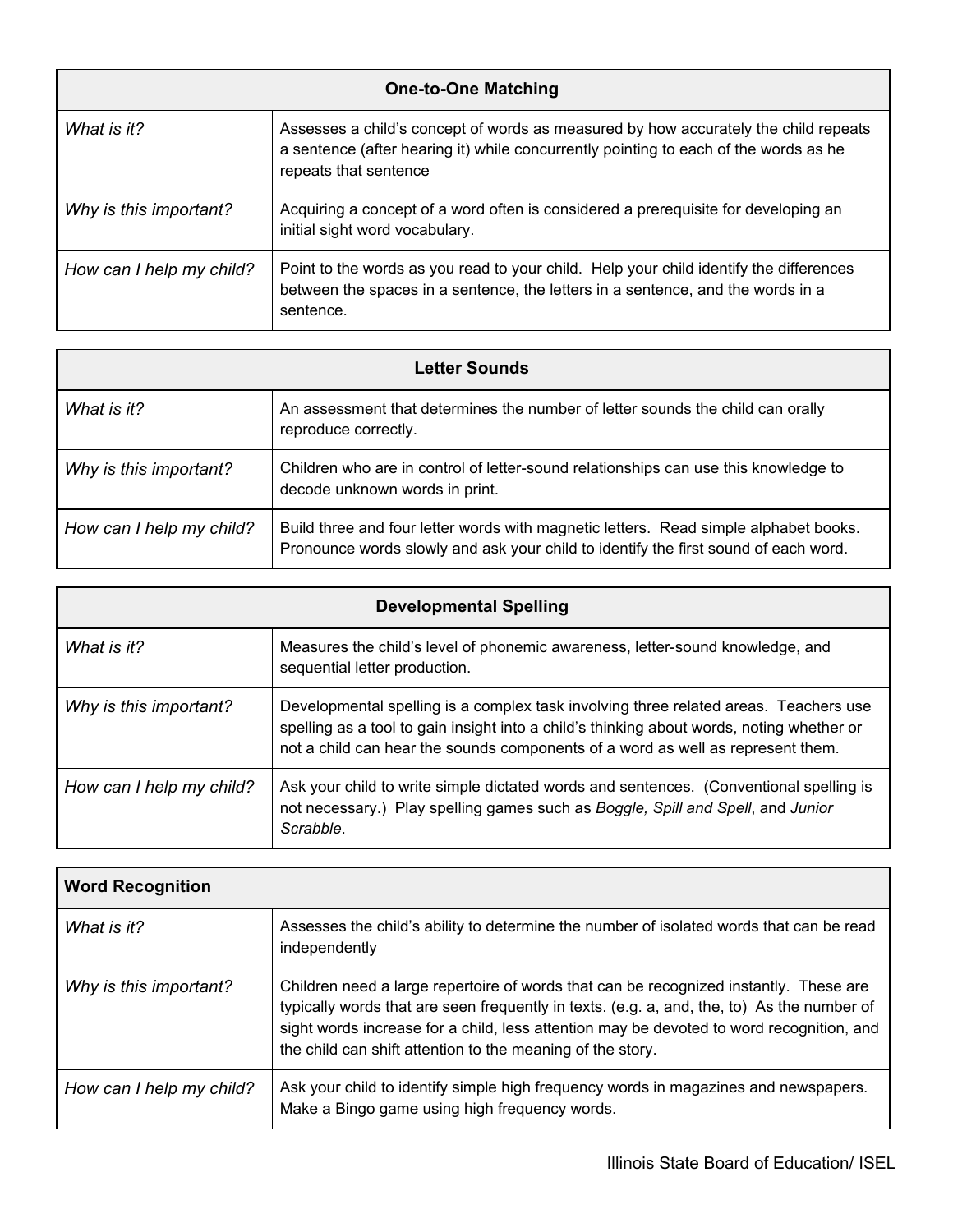| One-to-One Matching | |
|---|---|
| *What is it?* | Assesses a child's concept of words as measured by how accurately the child repeats a sentence (after hearing it) while concurrently pointing to each of the words as he repeats that sentence |
| *Why is this important?* | Acquiring a concept of a word often is considered a prerequisite for developing an initial sight word vocabulary. |
| *How can I help my child?* | Point to the words as you read to your child. Help your child identify the differences between the spaces in a sentence, the letters in a sentence, and the words in a sentence. |

| Letter Sounds | |
|---|---|
| *What is it?* | An assessment that determines the number of letter sounds the child can orally reproduce correctly. |
| *Why is this important?* | Children who are in control of letter-sound relationships can use this knowledge to decode unknown words in print. |
| *How can I help my child?* | Build three and four letter words with magnetic letters. Read simple alphabet books. Pronounce words slowly and ask your child to identify the first sound of each word. |

| Developmental Spelling | |
|---|---|
| *What is it?* | Measures the child's level of phonemic awareness, letter-sound knowledge, and sequential letter production. |
| *Why is this important?* | Developmental spelling is a complex task involving three related areas. Teachers use spelling as a tool to gain insight into a child's thinking about words, noting whether or not a child can hear the sounds components of a word as well as represent them. |
| *How can I help my child?* | Ask your child to write simple dictated words and sentences. (Conventional spelling is not necessary.) Play spelling games such as *Boggle, Spill and Spell*, and *Junior Scrabble*. |

| Word Recognition | |
|---|---|
| *What is it?* | Assesses the child's ability to determine the number of isolated words that can be read independently |
| *Why is this important?* | Children need a large repertoire of words that can be recognized instantly. These are typically words that are seen frequently in texts. (e.g. a, and, the, to) As the number of sight words increase for a child, less attention may be devoted to word recognition, and the child can shift attention to the meaning of the story. |
| *How can I help my child?* | Ask your child to identify simple high frequency words in magazines and newspapers. Make a Bingo game using high frequency words. |

Illinois State Board of Education/ ISEL